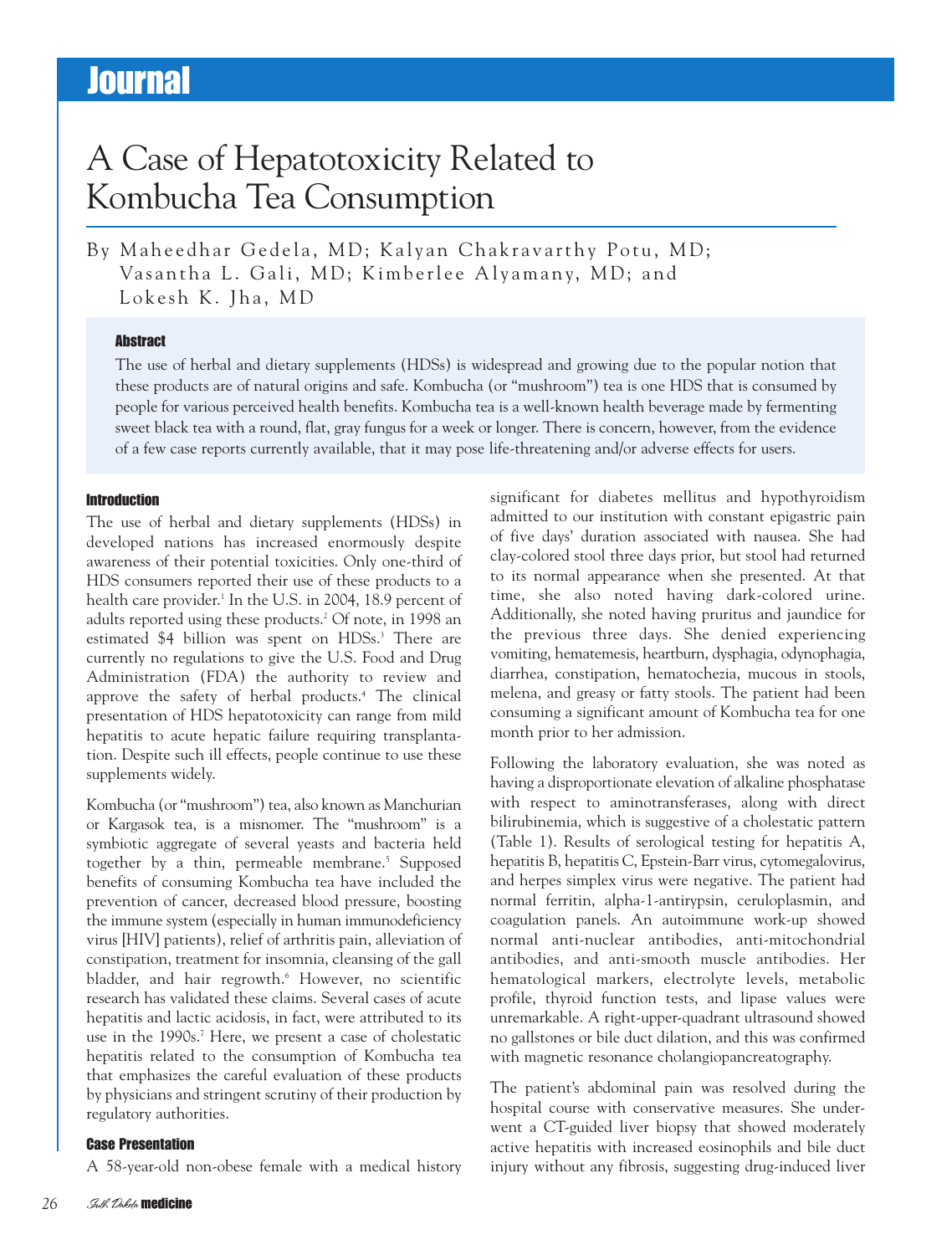# Journal

# A Case of Hepatotoxicity Related to Kombucha Tea Consumption

By Maheedhar Gedela, MD; Kalyan Chakravarthy Potu, MD; Vasantha L. Gali, MD; Kimberlee Alyamany, MD; and Lokesh K. Jha, MD

### Abstract

The use of herbal and dietary supplements (HDSs) is widespread and growing due to the popular notion that these products are of natural origins and safe. Kombucha (or "mushroom") tea is one HDS that is consumed by people for various perceived health benefits. Kombucha tea is a well-known health beverage made by fermenting sweet black tea with a round, flat, gray fungus for a week or longer. There is concern, however, from the evidence of a few case reports currently available, that it may pose life-threatening and/or adverse effects for users.

### Introduction

The use of herbal and dietary supplements (HDSs) in developed nations has increased enormously despite awareness of their potential toxicities. Only one-third of HDS consumers reported their use of these products to a health care provider.[1] In the U.S. in 2004, 18.9 percent of adults reported using these products.[2] Of note, in 1998 an estimated $4 billion was spent on HDSs.[3] There are currently no regulations to give the U.S. Food and Drug Administration (FDA) the authority to review and approve the safety of herbal products.[4] The clinical presentation of HDS hepatotoxicity can range from mild hepatitis to acute hepatic failure requiring transplantation. Despite such ill effects, people continue to use these supplements widely.

Kombucha (or "mushroom") tea, also known as Manchurian or Kargasok tea, is a misnomer. The "mushroom" is a symbiotic aggregate of several yeasts and bacteria held together by a thin, permeable membrane.[5] Supposed benefits of consuming Kombucha tea have included the prevention of cancer, decreased blood pressure, boosting the immune system (especially in human immunodeficiency virus [HIV] patients), relief of arthritis pain, alleviation of constipation, treatment for insomnia, cleansing of the gall bladder, and hair regrowth.[6] However, no scientific research has validated these claims. Several cases of acute hepatitis and lactic acidosis, in fact, were attributed to its use in the 1990s.[7] Here, we present a case of cholestatic hepatitis related to the consumption of Kombucha tea that emphasizes the careful evaluation of these products by physicians and stringent scrutiny of their production by regulatory authorities.

### Case Presentation

A 58-year-old non-obese female with a medical history significant for diabetes mellitus and hypothyroidism admitted to our institution with constant epigastric pain of five days' duration associated with nausea. She had clay-colored stool three days prior, but stool had returned to its normal appearance when she presented. At that time, she also noted having dark-colored urine. Additionally, she noted having pruritus and jaundice for the previous three days. She denied experiencing vomiting, hematemesis, heartburn, dysphagia, odynophagia, diarrhea, constipation, hematochezia, mucous in stools, melena, and greasy or fatty stools. The patient had been consuming a significant amount of Kombucha tea for one month prior to her admission.

Following the laboratory evaluation, she was noted as having a disproportionate elevation of alkaline phosphatase with respect to aminotransferases, along with direct bilirubinemia, which is suggestive of a cholestatic pattern (Table 1). Results of serological testing for hepatitis A, hepatitis B, hepatitis C, Epstein-Barr virus, cytomegalovirus, and herpes simplex virus were negative. The patient had normal ferritin, alpha-1-antirypsin, ceruloplasmin, and coagulation panels. An autoimmune work-up showed normal anti-nuclear antibodies, anti-mitochondrial antibodies, and anti-smooth muscle antibodies. Her hematological markers, electrolyte levels, metabolic profile, thyroid function tests, and lipase values were unremarkable. A right-upper-quadrant ultrasound showed no gallstones or bile duct dilation, and this was confirmed with magnetic resonance cholangiopancreatography.

The patient's abdominal pain was resolved during the hospital course with conservative measures. She underwent a CT-guided liver biopsy that showed moderately active hepatitis with increased eosinophils and bile duct injury without any fibrosis, suggesting drug-induced liver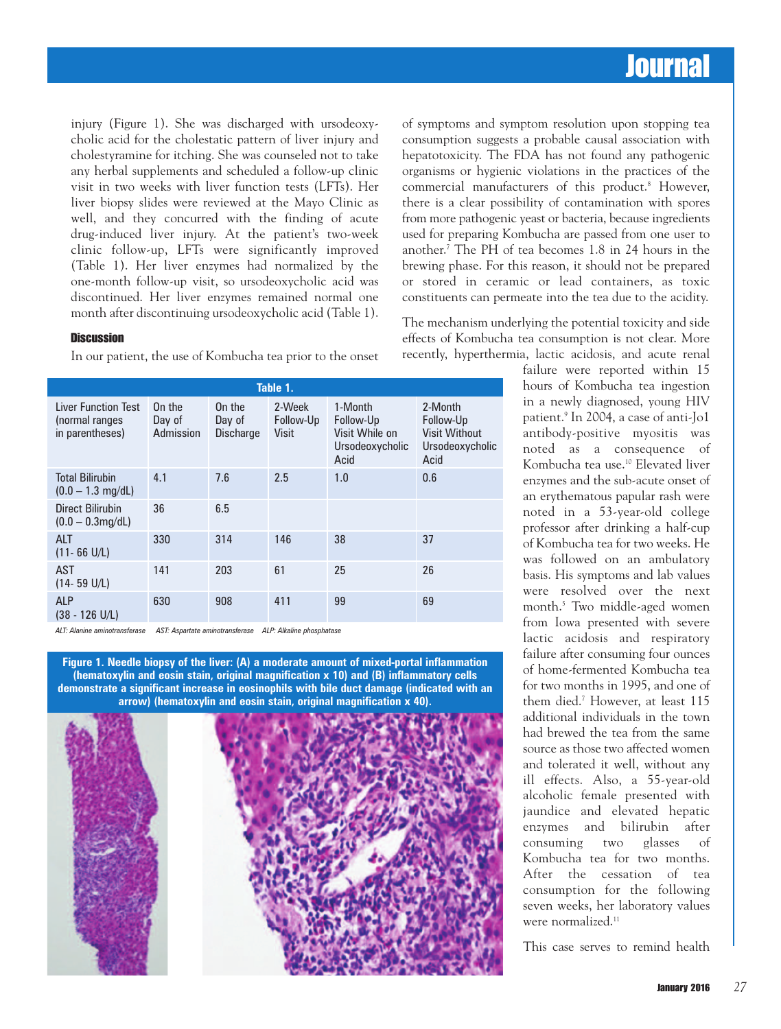injury (Figure 1). She was discharged with ursodeoxycholic acid for the cholestatic pattern of liver injury and cholestyramine for itching. She was counseled not to take any herbal supplements and scheduled a follow-up clinic visit in two weeks with liver function tests (LFTs). Her liver biopsy slides were reviewed at the Mayo Clinic as well, and they concurred with the finding of acute drug-induced liver injury. At the patient's two-week clinic follow-up, LFTs were significantly improved (Table 1). Her liver enzymes had normalized by the one-month follow-up visit, so ursodeoxycholic acid was discontinued. Her liver enzymes remained normal one month after discontinuing ursodeoxycholic acid (Table 1).

## Discussion

In our patient, the use of Kombucha tea prior to the onset of symptoms and symptom resolution upon stopping tea consumption suggests a probable causal association with hepatotoxicity. The FDA has not found any pathogenic organisms or hygienic violations in the practices of the commercial manufacturers of this product.[8] However, there is a clear possibility of contamination with spores from more pathogenic yeast or bacteria, because ingredients used for preparing Kombucha are passed from one user to another.[7] The PH of tea becomes 1.8 in 24 hours in the brewing phase. For this reason, it should not be prepared or stored in ceramic or lead containers, as toxic constituents can permeate into the tea due to the acidity.

The mechanism underlying the potential toxicity and side effects of Kombucha tea consumption is not clear. More recently, hyperthermia, lactic acidosis, and acute renal failure were reported within 15 hours of Kombucha tea ingestion in a newly diagnosed, young HIV patient.[9] In 2004, a case of anti-Jo1 antibody-positive myositis was noted as a consequence of Kombucha tea use.[10] Elevated liver enzymes and the sub-acute onset of an erythematous papular rash were noted in a 53-year-old college professor after drinking a half-cup of Kombucha tea for two weeks. He was followed on an ambulatory basis. His symptoms and lab values were resolved over the next month.[5] Two middle-aged women from Iowa presented with severe lactic acidosis and respiratory failure after consuming four ounces of home-fermented Kombucha tea for two months in 1995, and one of them died.[7] However, at least 115 additional individuals in the town had brewed the tea from the same source as those two affected women and tolerated it well, without any ill effects. Also, a 55-year-old alcoholic female presented with jaundice and elevated hepatic enzymes and bilirubin after consuming two glasses of Kombucha tea for two months. After the cessation of tea consumption for the following seven weeks, her laboratory values were normalized.[11]

This case serves to remind health

**Table 1.**

| Liver Function Test (normal ranges in parentheses) | On the Day of Admission | On the Day of Discharge | 2-Week Follow-Up Visit | 1-Month Follow-Up Visit While on Ursodeoxycholic Acid | 2-Month Follow-Up Visit Without Ursodeoxycholic Acid |
|---|---|---|---|---|---|
| Total Bilirubin (0.0 – 1.3 mg/dL) | 4.1 | 7.6 | 2.5 | 1.0 | 0.6 |
| Direct Bilirubin (0.0 – 0.3mg/dL) | 36 | 6.5 | | | |
| ALT (11- 66 U/L) | 330 | 314 | 146 | 38 | 37 |
| AST (14- 59 U/L) | 141 | 203 | 61 | 25 | 26 |
| ALP (38 - 126 U/L) | 630 | 908 | 411 | 99 | 69 |

*ALT: Alanine aminotransferase AST: Aspartate aminotransferase ALP: Alkaline phosphatase*

**Figure 1. Needle biopsy of the liver: (A) a moderate amount of mixed-portal inflammation (hematoxylin and eosin stain, original magnification x 10) and (B) inflammatory cells demonstrate a significant increase in eosinophils with bile duct damage (indicated with an arrow) (hematoxylin and eosin stain, original magnification x 40).**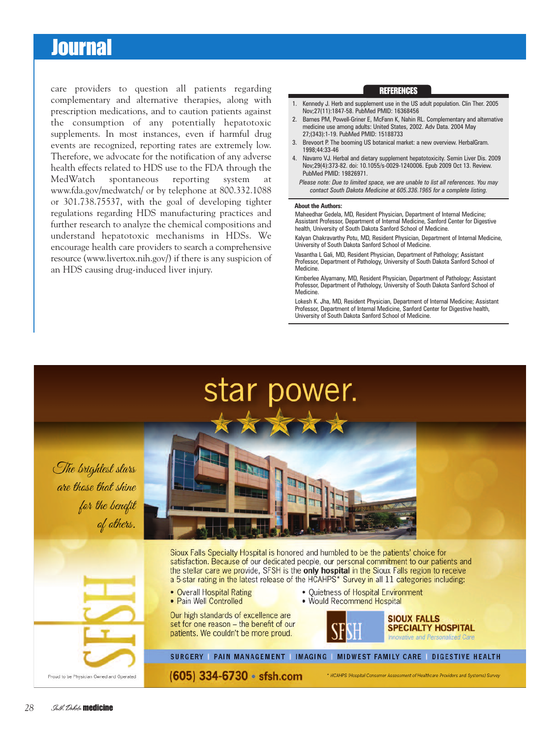care providers to question all patients regarding complementary and alternative therapies, along with prescription medications, and to caution patients against the consumption of any potentially hepatotoxic supplements. In most instances, even if harmful drug events are recognized, reporting rates are extremely low. Therefore, we advocate for the notification of any adverse health effects related to HDS use to the FDA through the MedWatch spontaneous reporting system at www.fda.gov/medwatch/ or by telephone at 800.332.1088 or 301.738.75537, with the goal of developing tighter regulations regarding HDS manufacturing practices and further research to analyze the chemical compositions and understand hepatotoxic mechanisms in HDSs. We encourage health care providers to search a comprehensive resource (www.livertox.nih.gov/) if there is any suspicion of an HDS causing drug-induced liver injury.

## REFERENCES

1. Kennedy J. Herb and supplement use in the US adult population. Clin Ther. 2005 Nov;27(11):1847-58. PubMed PMID: 16368456
2. Barnes PM, Powell-Griner E, McFann K, Nahin RL. Complementary and alternative medicine use among adults: United States, 2002. Adv Data. 2004 May 27;(343):1-19. PubMed PMID: 15188733
3. Brevoort P. The booming US botanical market: a new overview. HerbalGram. 1998;44:33-46
4. Navarro VJ. Herbal and dietary supplement hepatotoxicity. Semin Liver Dis. 2009 Nov;29(4):373-82. doi: 10.1055/s-0029-1240006. Epub 2009 Oct 13. Review. PubMed PMID: 19826971.

*Please note: Due to limited space, we are unable to list all references. You may contact South Dakota Medicine at 605.336.1965 for a complete listing.*

**About the Authors:**

Maheedhar Gedela, MD, Resident Physician, Department of Internal Medicine; Assistant Professor, Department of Internal Medicine, Sanford Center for Digestive health, University of South Dakota Sanford School of Medicine.

Kalyan Chakravarthy Potu, MD, Resident Physician, Department of Internal Medicine, University of South Dakota Sanford School of Medicine.

Vasantha L Gali, MD, Resident Physician, Department of Pathology; Assistant Professor, Department of Pathology, University of South Dakota Sanford School of Medicine.

Kimberlee Alyamany, MD, Resident Physician, Department of Pathology; Assistant Professor, Department of Pathology, University of South Dakota Sanford School of Medicine.

Lokesh K. Jha, MD, Resident Physician, Department of Internal Medicine; Assistant Professor, Department of Internal Medicine, Sanford Center for Digestive health, University of South Dakota Sanford School of Medicine.

star power.

*The brightest stars are those that shine for the benefit of others.*

Sioux Falls Specialty Hospital is honored and humbled to be the patients' choice for satisfaction. Because of our dedicated people, our personal commitment to our patients and the stellar care we provide, SFSH is the **only hospital** in the Sioux Falls region to receive a 5-star rating in the latest release of the HCAHPS* Survey in all 11 categories including:

- Overall Hospital Rating
- Pain Well Controlled
- Quietness of Hospital Environment
- Would Recommend Hospital

Our high standards of excellence are set for one reason – the benefit of our patients. We couldn't be more proud.

SFSH SIOUX FALLS SPECIALTY HOSPITAL
Innovative and Personalized Care

SURGERY | PAIN MANAGEMENT | IMAGING | MIDWEST FAMILY CARE | DIGESTIVE HEALTH

(605) 334-6730 • sfsh.com

Proud to be Physician Owned and Operated

* HCAHPS (Hospital Consumer Assessment of Healthcare Providers and Systems) Survey